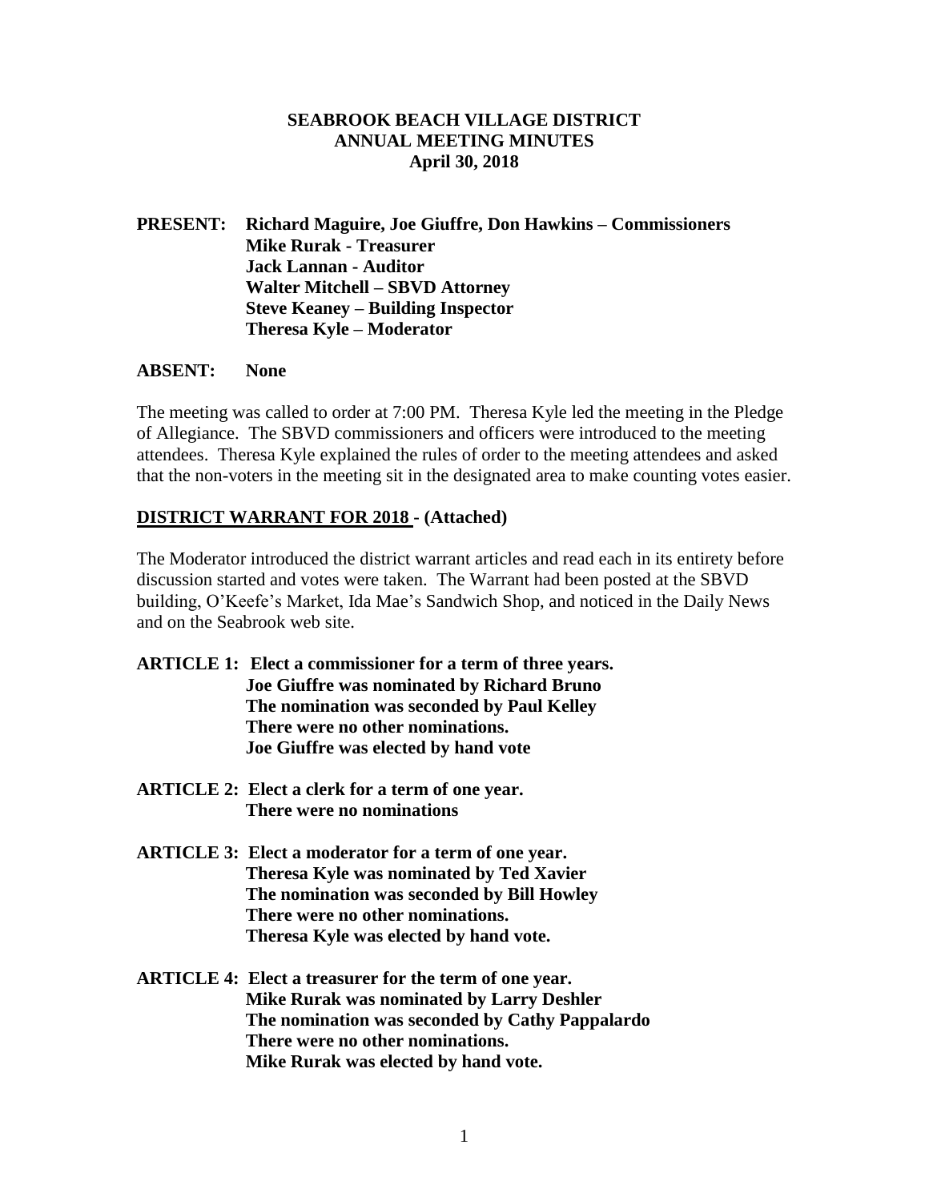# SEABROOK BEACH VILLAGE DISTRICT
## ANNUAL MEETING MINUTES
### April 30, 2018

**PRESENT:** **Richard Maguire, Joe Giuffre, Don Hawkins – Commissioners**
**Mike Rurak - Treasurer**
**Jack Lannan - Auditor**
**Walter Mitchell – SBVD Attorney**
**Steve Keaney – Building Inspector**
**Theresa Kyle – Moderator**

**ABSENT:** **None**

The meeting was called to order at 7:00 PM. Theresa Kyle led the meeting in the Pledge of Allegiance. The SBVD commissioners and officers were introduced to the meeting attendees. Theresa Kyle explained the rules of order to the meeting attendees and asked that the non-voters in the meeting sit in the designated area to make counting votes easier.

**DISTRICT WARRANT FOR 2018 - (Attached)**

The Moderator introduced the district warrant articles and read each in its entirety before discussion started and votes were taken. The Warrant had been posted at the SBVD building, O'Keefe's Market, Ida Mae's Sandwich Shop, and noticed in the Daily News and on the Seabrook web site.

**ARTICLE 1: Elect a commissioner for a term of three years.**
**Joe Giuffre was nominated by Richard Bruno**
**The nomination was seconded by Paul Kelley**
**There were no other nominations.**
**Joe Giuffre was elected by hand vote**

**ARTICLE 2: Elect a clerk for a term of one year.**
**There were no nominations**

**ARTICLE 3: Elect a moderator for a term of one year.**
**Theresa Kyle was nominated by Ted Xavier**
**The nomination was seconded by Bill Howley**
**There were no other nominations.**
**Theresa Kyle was elected by hand vote.**

**ARTICLE 4: Elect a treasurer for the term of one year.**
**Mike Rurak was nominated by Larry Deshler**
**The nomination was seconded by Cathy Pappalardo**
**There were no other nominations.**
**Mike Rurak was elected by hand vote.**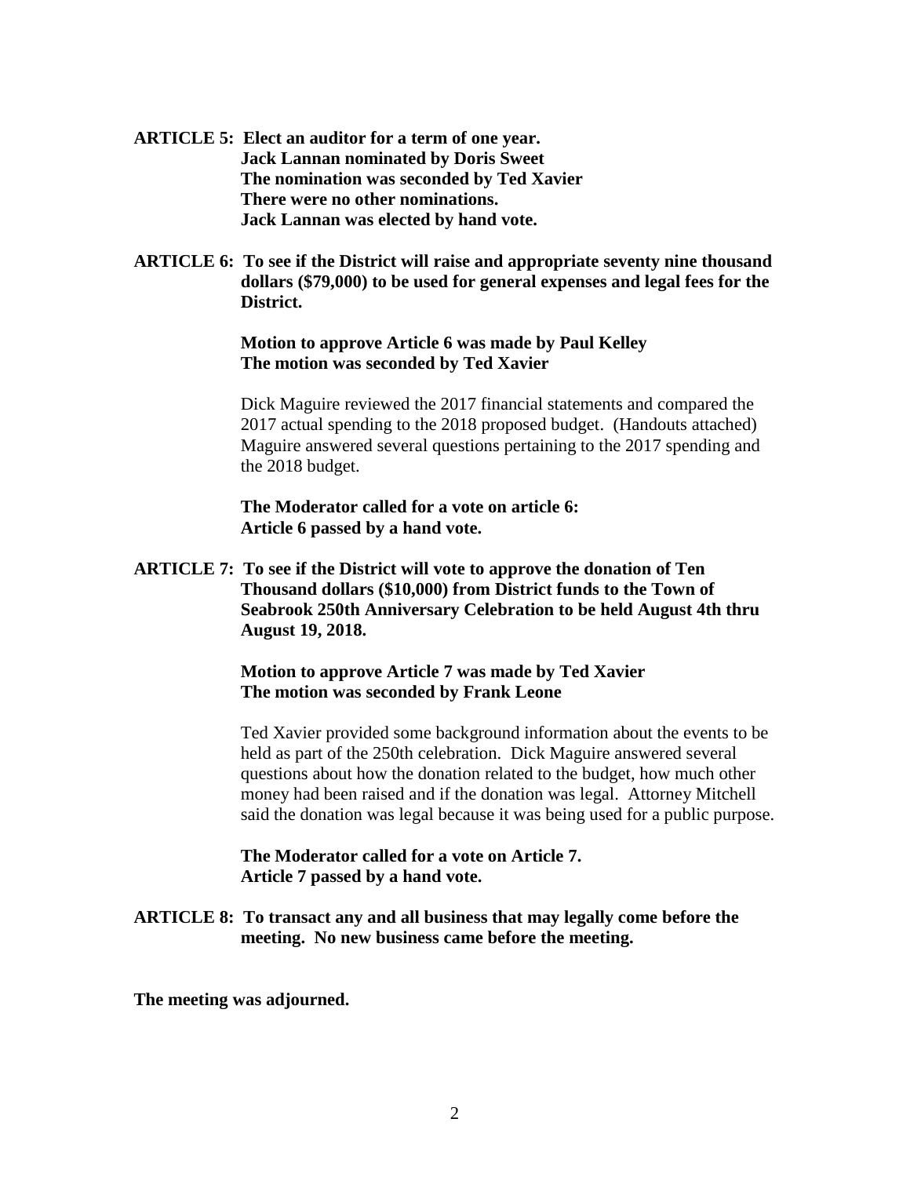**ARTICLE 5: Elect an auditor for a term of one year.**
**Jack Lannan nominated by Doris Sweet**
**The nomination was seconded by Ted Xavier**
**There were no other nominations.**
**Jack Lannan was elected by hand vote.**

**ARTICLE 6: To see if the District will raise and appropriate seventy nine thousand dollars ($79,000) to be used for general expenses and legal fees for the District.**

**Motion to approve Article 6 was made by Paul Kelley**
**The motion was seconded by Ted Xavier**

Dick Maguire reviewed the 2017 financial statements and compared the 2017 actual spending to the 2018 proposed budget. (Handouts attached) Maguire answered several questions pertaining to the 2017 spending and the 2018 budget.

**The Moderator called for a vote on article 6:**
**Article 6 passed by a hand vote.**

**ARTICLE 7: To see if the District will vote to approve the donation of Ten Thousand dollars ($10,000) from District funds to the Town of Seabrook 250th Anniversary Celebration to be held August 4th thru August 19, 2018.**

**Motion to approve Article 7 was made by Ted Xavier**
**The motion was seconded by Frank Leone**

Ted Xavier provided some background information about the events to be held as part of the 250th celebration. Dick Maguire answered several questions about how the donation related to the budget, how much other money had been raised and if the donation was legal. Attorney Mitchell said the donation was legal because it was being used for a public purpose.

**The Moderator called for a vote on Article 7.**
**Article 7 passed by a hand vote.**

**ARTICLE 8: To transact any and all business that may legally come before the meeting. No new business came before the meeting.**

**The meeting was adjourned.**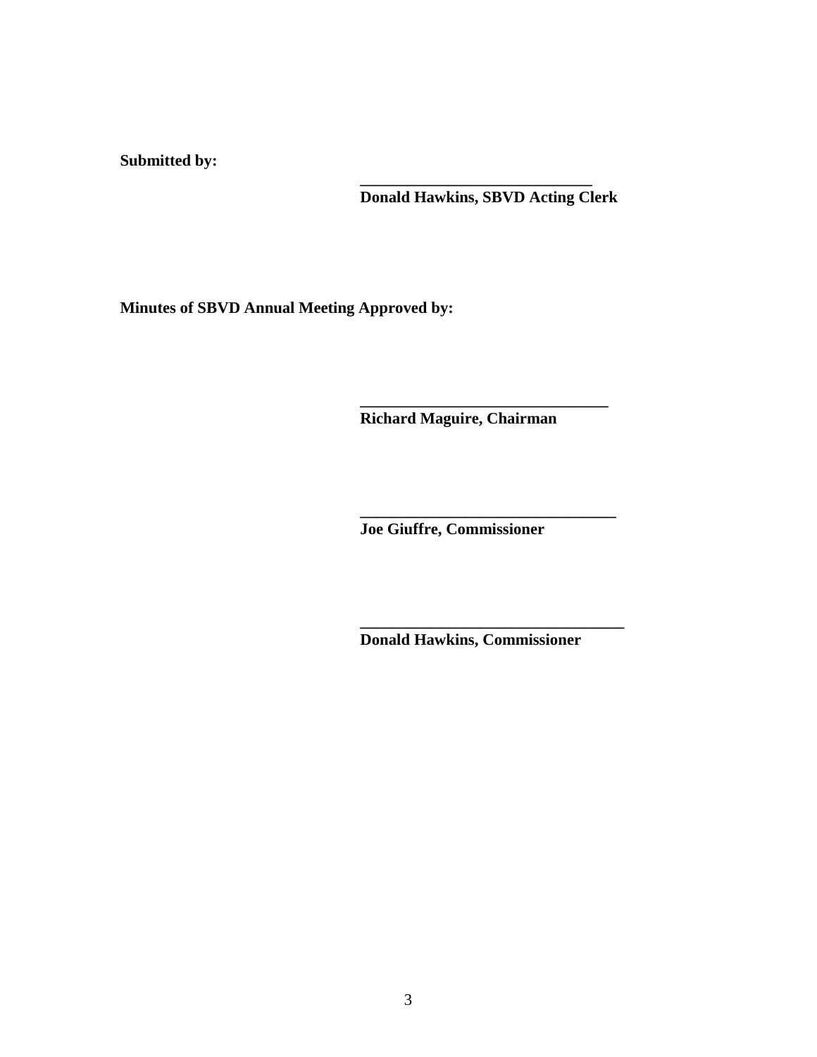**Submitted by:**

**_____________________________**
**Donald Hawkins, SBVD Acting Clerk**

**Minutes of SBVD Annual Meeting Approved by:**

**_______________________________**
**Richard Maguire, Chairman**

**________________________________**
**Joe Giuffre, Commissioner**

**_________________________________**
**Donald Hawkins, Commissioner**